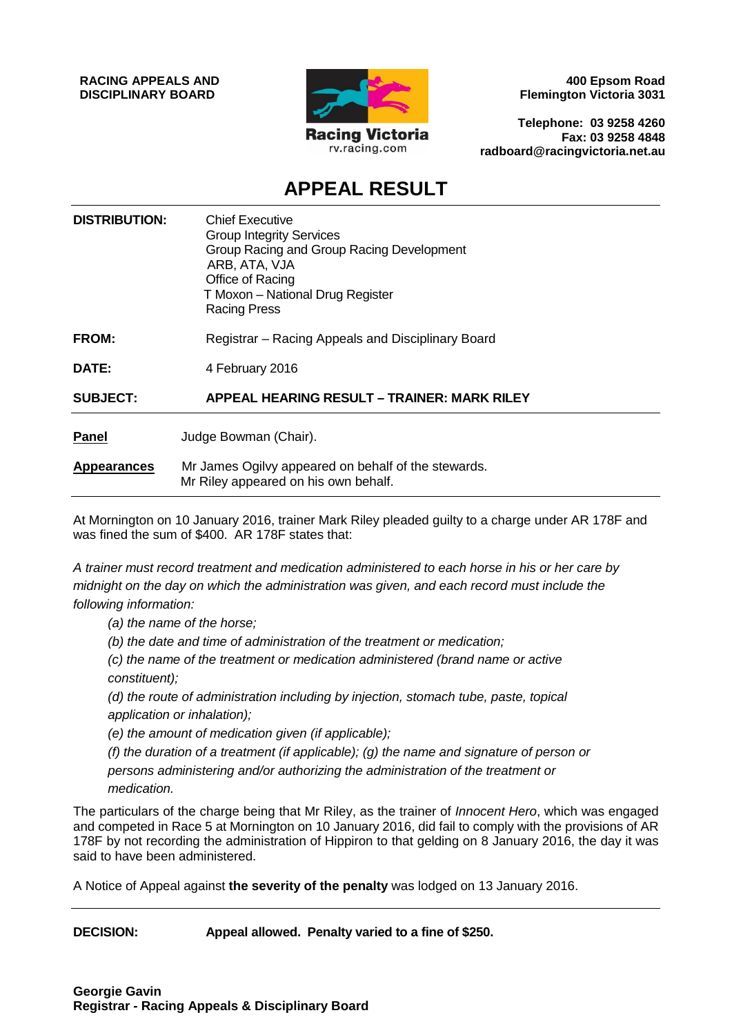**RACING APPEALS AND DISCIPLINARY BOARD**

Racing Victoria
rv.racing.com

**400 Epsom Road**
**Flemington Victoria 3031**

**Telephone: 03 9258 4260**
**Fax: 03 9258 4848**
**radboard@racingvictoria.net.au**

# APPEAL RESULT

| | |
|---|---|
| **DISTRIBUTION:** | Chief Executive<br>Group Integrity Services<br>Group Racing and Group Racing Development<br>ARB, ATA, VJA<br>Office of Racing<br>T Moxon – National Drug Register<br>Racing Press |
| **FROM:** | Registrar – Racing Appeals and Disciplinary Board |
| **DATE:** | 4 February 2016 |
| **SUBJECT:** | **APPEAL HEARING RESULT – TRAINER: MARK RILEY** |

**Panel** Judge Bowman (Chair).

**Appearances** Mr James Ogilvy appeared on behalf of the stewards.
Mr Riley appeared on his own behalf.

---

At Mornington on 10 January 2016, trainer Mark Riley pleaded guilty to a charge under AR 178F and was fined the sum of $400. AR 178F states that:

*A trainer must record treatment and medication administered to each horse in his or her care by midnight on the day on which the administration was given, and each record must include the following information:*

> *(a) the name of the horse;*
> *(b) the date and time of administration of the treatment or medication;*
> *(c) the name of the treatment or medication administered (brand name or active constituent);*
> *(d) the route of administration including by injection, stomach tube, paste, topical application or inhalation);*
> *(e) the amount of medication given (if applicable);*
> *(f) the duration of a treatment (if applicable); (g) the name and signature of person or persons administering and/or authorizing the administration of the treatment or medication.*

The particulars of the charge being that Mr Riley, as the trainer of *Innocent Hero*, which was engaged and competed in Race 5 at Mornington on 10 January 2016, did fail to comply with the provisions of AR 178F by not recording the administration of Hippiron to that gelding on 8 January 2016, the day it was said to have been administered.

A Notice of Appeal against **the severity of the penalty** was lodged on 13 January 2016.

---

**DECISION:** **Appeal allowed. Penalty varied to a fine of $250.**

**Georgie Gavin**
**Registrar - Racing Appeals & Disciplinary Board**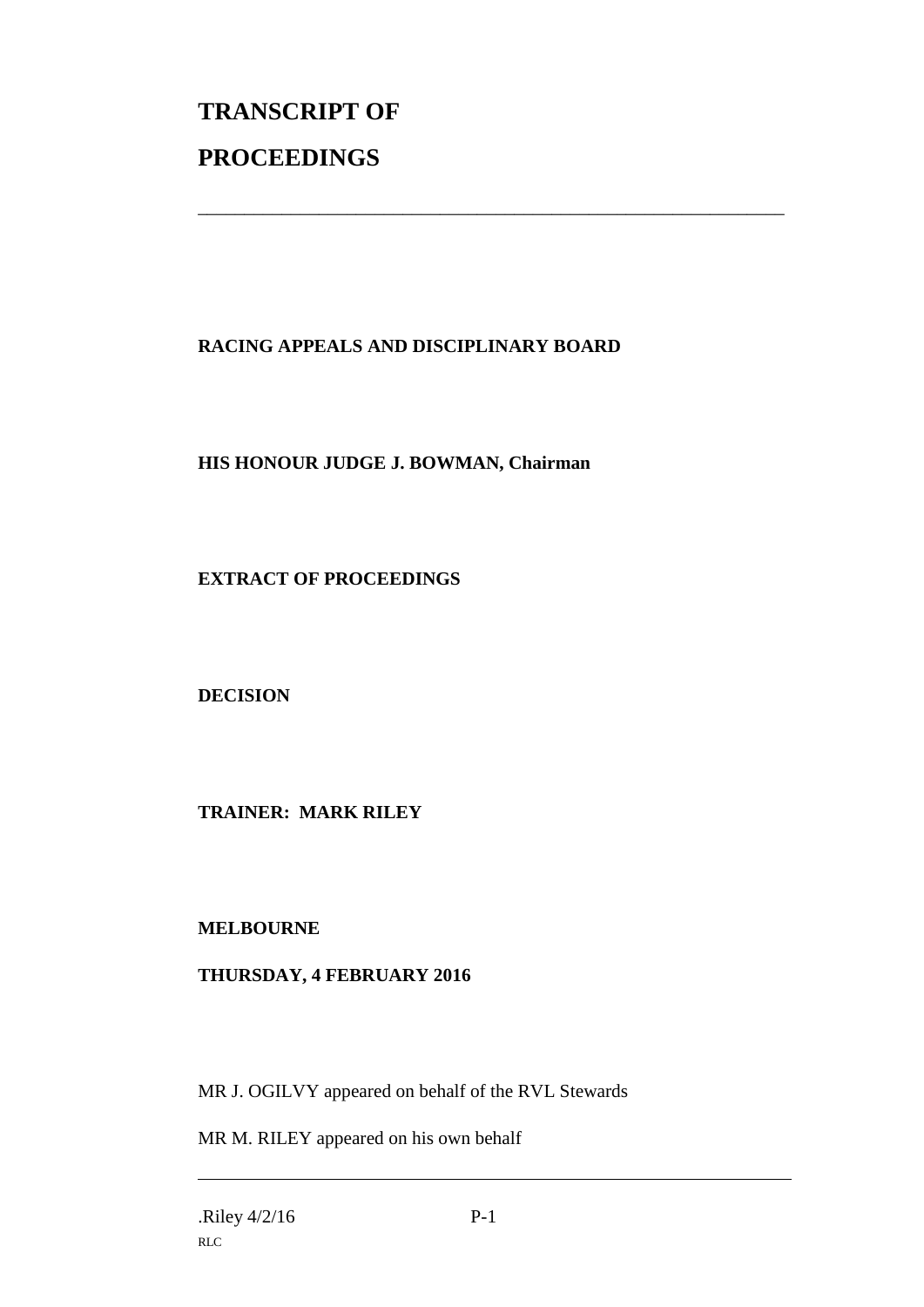# TRANSCRIPT OF PROCEEDINGS

---

**RACING APPEALS AND DISCIPLINARY BOARD**

**HIS HONOUR JUDGE J. BOWMAN, Chairman**

**EXTRACT OF PROCEEDINGS**

**DECISION**

**TRAINER: MARK RILEY**

**MELBOURNE**

**THURSDAY, 4 FEBRUARY 2016**

MR J. OGILVY appeared on behalf of the RVL Stewards

MR M. RILEY appeared on his own behalf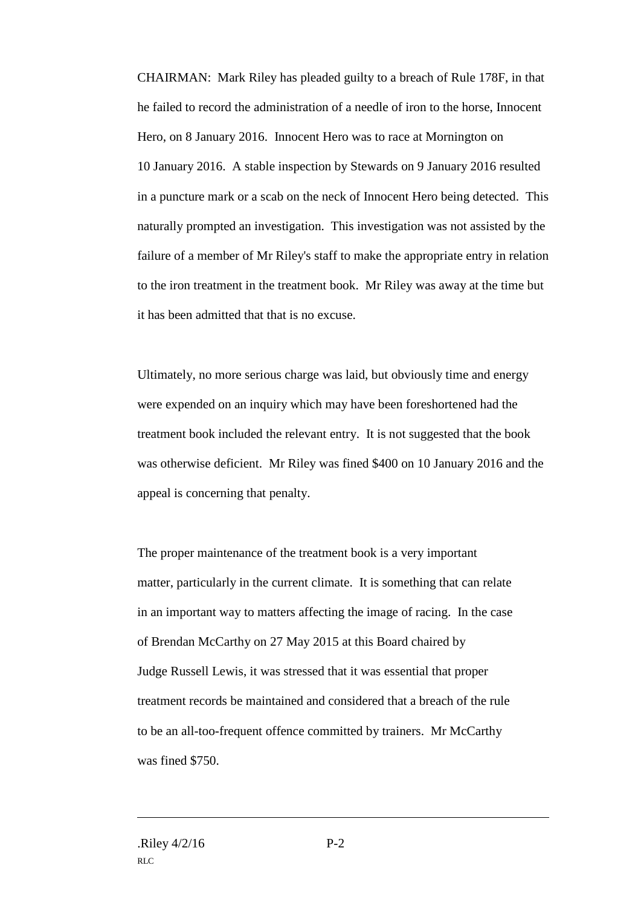CHAIRMAN: Mark Riley has pleaded guilty to a breach of Rule 178F, in that he failed to record the administration of a needle of iron to the horse, Innocent Hero, on 8 January 2016. Innocent Hero was to race at Mornington on 10 January 2016. A stable inspection by Stewards on 9 January 2016 resulted in a puncture mark or a scab on the neck of Innocent Hero being detected. This naturally prompted an investigation. This investigation was not assisted by the failure of a member of Mr Riley's staff to make the appropriate entry in relation to the iron treatment in the treatment book. Mr Riley was away at the time but it has been admitted that that is no excuse.

Ultimately, no more serious charge was laid, but obviously time and energy were expended on an inquiry which may have been foreshortened had the treatment book included the relevant entry. It is not suggested that the book was otherwise deficient. Mr Riley was fined $400 on 10 January 2016 and the appeal is concerning that penalty.

The proper maintenance of the treatment book is a very important matter, particularly in the current climate. It is something that can relate in an important way to matters affecting the image of racing. In the case of Brendan McCarthy on 27 May 2015 at this Board chaired by Judge Russell Lewis, it was stressed that it was essential that proper treatment records be maintained and considered that a breach of the rule to be an all-too-frequent offence committed by trainers. Mr McCarthy was fined $750.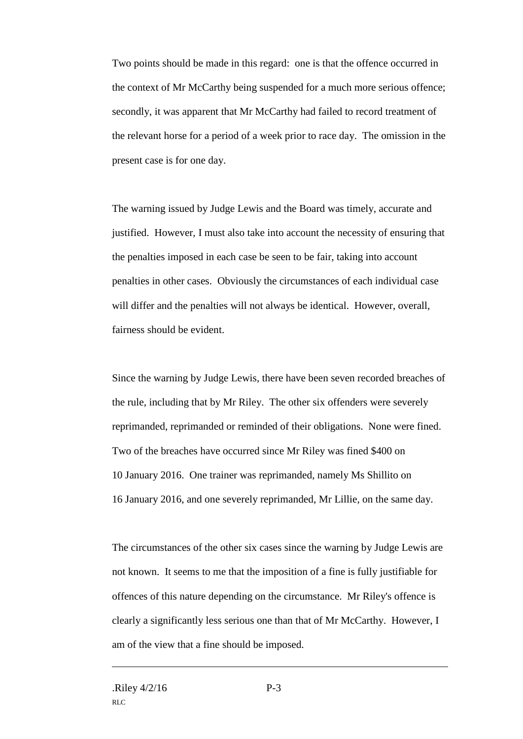Two points should be made in this regard: one is that the offence occurred in the context of Mr McCarthy being suspended for a much more serious offence; secondly, it was apparent that Mr McCarthy had failed to record treatment of the relevant horse for a period of a week prior to race day. The omission in the present case is for one day.

The warning issued by Judge Lewis and the Board was timely, accurate and justified. However, I must also take into account the necessity of ensuring that the penalties imposed in each case be seen to be fair, taking into account penalties in other cases. Obviously the circumstances of each individual case will differ and the penalties will not always be identical. However, overall, fairness should be evident.

Since the warning by Judge Lewis, there have been seven recorded breaches of the rule, including that by Mr Riley. The other six offenders were severely reprimanded, reprimanded or reminded of their obligations. None were fined. Two of the breaches have occurred since Mr Riley was fined $400 on 10 January 2016. One trainer was reprimanded, namely Ms Shillito on 16 January 2016, and one severely reprimanded, Mr Lillie, on the same day.

The circumstances of the other six cases since the warning by Judge Lewis are not known. It seems to me that the imposition of a fine is fully justifiable for offences of this nature depending on the circumstance. Mr Riley's offence is clearly a significantly less serious one than that of Mr McCarthy. However, I am of the view that a fine should be imposed.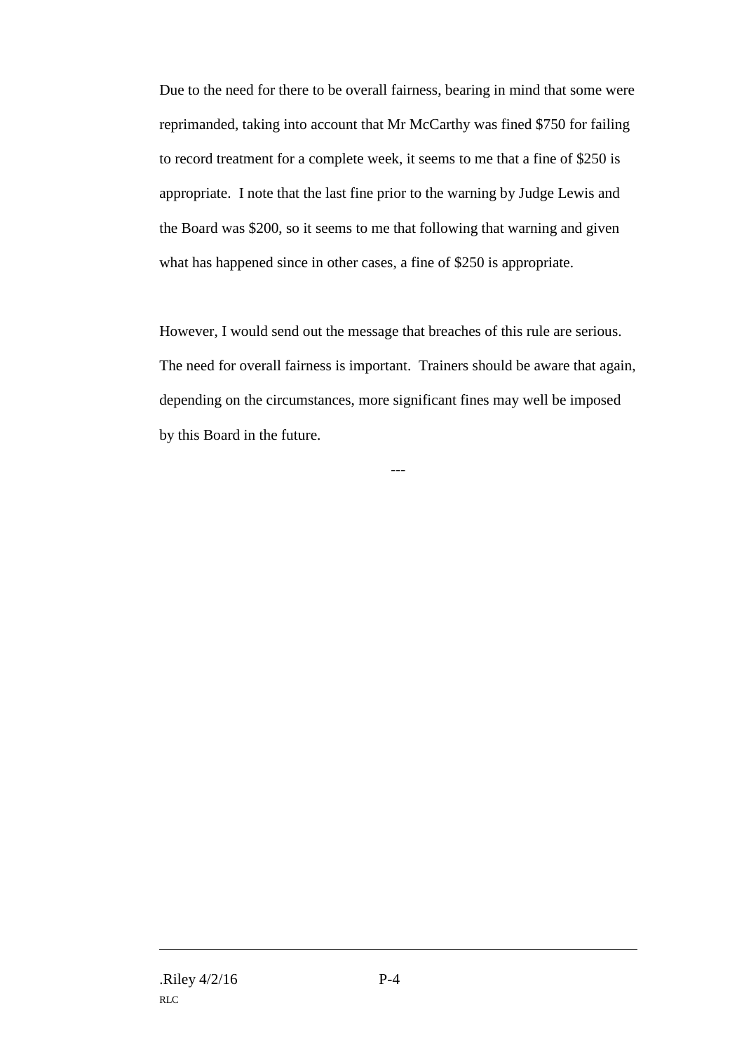Due to the need for there to be overall fairness, bearing in mind that some were reprimanded, taking into account that Mr McCarthy was fined $750 for failing to record treatment for a complete week, it seems to me that a fine of $250 is appropriate. I note that the last fine prior to the warning by Judge Lewis and the Board was $200, so it seems to me that following that warning and given what has happened since in other cases, a fine of $250 is appropriate.

However, I would send out the message that breaches of this rule are serious. The need for overall fairness is important. Trainers should be aware that again, depending on the circumstances, more significant fines may well be imposed by this Board in the future.

---